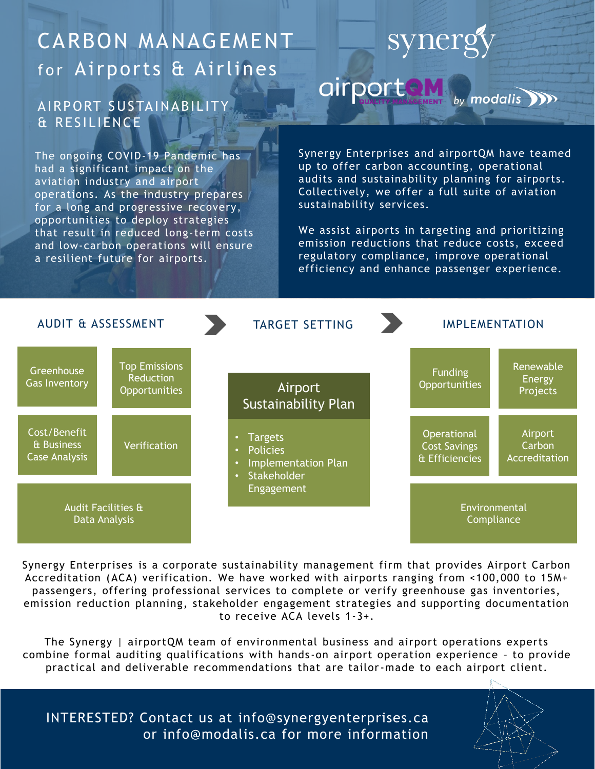# CARBON MANAGEMENT for Airports & Airlines

synergy

airportQM QUALITY MANAGEMENT by modalis

## AIRPORT SUSTAINABILITY & RESILIENCE

The ongoing COVID-19 Pandemic has had a significant impact on the aviation industry and airport operations. As the industry prepares for a long and progressive recovery, opportunities to deploy strategies that result in reduced long-term costs and low-carbon operations will ensure a resilient future for airports.

Synergy Enterprises and airportQM have teamed up to offer carbon accounting, operational audits and sustainability planning for airports. Collectively, we offer a full suite of aviation sustainability services.

We assist airports in targeting and prioritizing emission reductions that reduce costs, exceed regulatory compliance, improve operational efficiency and enhance passenger experience.

### AUDIT & ASSESSMENT

- Greenhouse Gas Inventory
- Top Emissions Reduction Opportunities
- Cost/Benefit & Business Case Analysis
- Verification
- Audit Facilities & Data Analysis

### TARGET SETTING

**Airport Sustainability Plan**

- Targets
- Policies
- Implementation Plan
- Stakeholder Engagement

### IMPLEMENTATION

- Funding Opportunities
- Renewable Energy Projects
- Operational Cost Savings & Efficiencies
- Airport Carbon Accreditation
- Environmental Compliance

Synergy Enterprises is a corporate sustainability management firm that provides Airport Carbon Accreditation (ACA) verification. We have worked with airports ranging from <100,000 to 15M+ passengers, offering professional services to complete or verify greenhouse gas inventories, emission reduction planning, stakeholder engagement strategies and supporting documentation to receive ACA levels 1-3+.

The Synergy | airportQM team of environmental business and airport operations experts combine formal auditing qualifications with hands-on airport operation experience – to provide practical and deliverable recommendations that are tailor-made to each airport client.

INTERESTED? Contact us at info@synergyenterprises.ca or info@modalis.ca for more information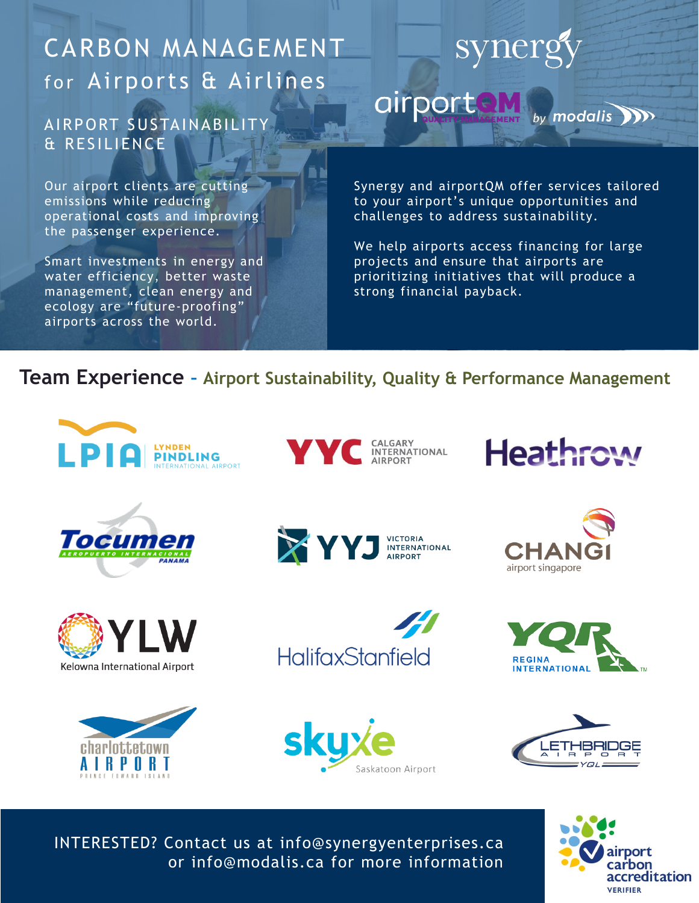# CARBON MANAGEMENT for Airports & Airlines

synergy

airportQM QUALITY MANAGEMENT by modalis

## AIRPORT SUSTAINABILITY & RESILIENCE

Our airport clients are cutting emissions while reducing operational costs and improving the passenger experience.

Smart investments in energy and water efficiency, better waste management, clean energy and ecology are "future-proofing" airports across the world.

Synergy and airportQM offer services tailored to your airport's unique opportunities and challenges to address sustainability.

We help airports access financing for large projects and ensure that airports are prioritizing initiatives that will produce a strong financial payback.

## Team Experience – Airport Sustainability, Quality & Performance Management

LPIA LYNDEN PINDLING INTERNATIONAL AIRPORT

YYC CALGARY INTERNATIONAL AIRPORT

Heathrow

Tocumen AEROPUERTO INTERNACIONAL PANAMA

YYJ VICTORIA INTERNATIONAL AIRPORT

CHANGI airport singapore

YLW Kelowna International Airport

HalifaxStanfield

YQR REGINA INTERNATIONAL

charlottetown AIRPORT PRINCE EDWARD ISLAND

skyxe Saskatoon Airport

LETHBRIDGE AIRPORT YQL

INTERESTED? Contact us at info@synergyenterprises.ca or info@modalis.ca for more information

airport carbon accreditation VERIFIER